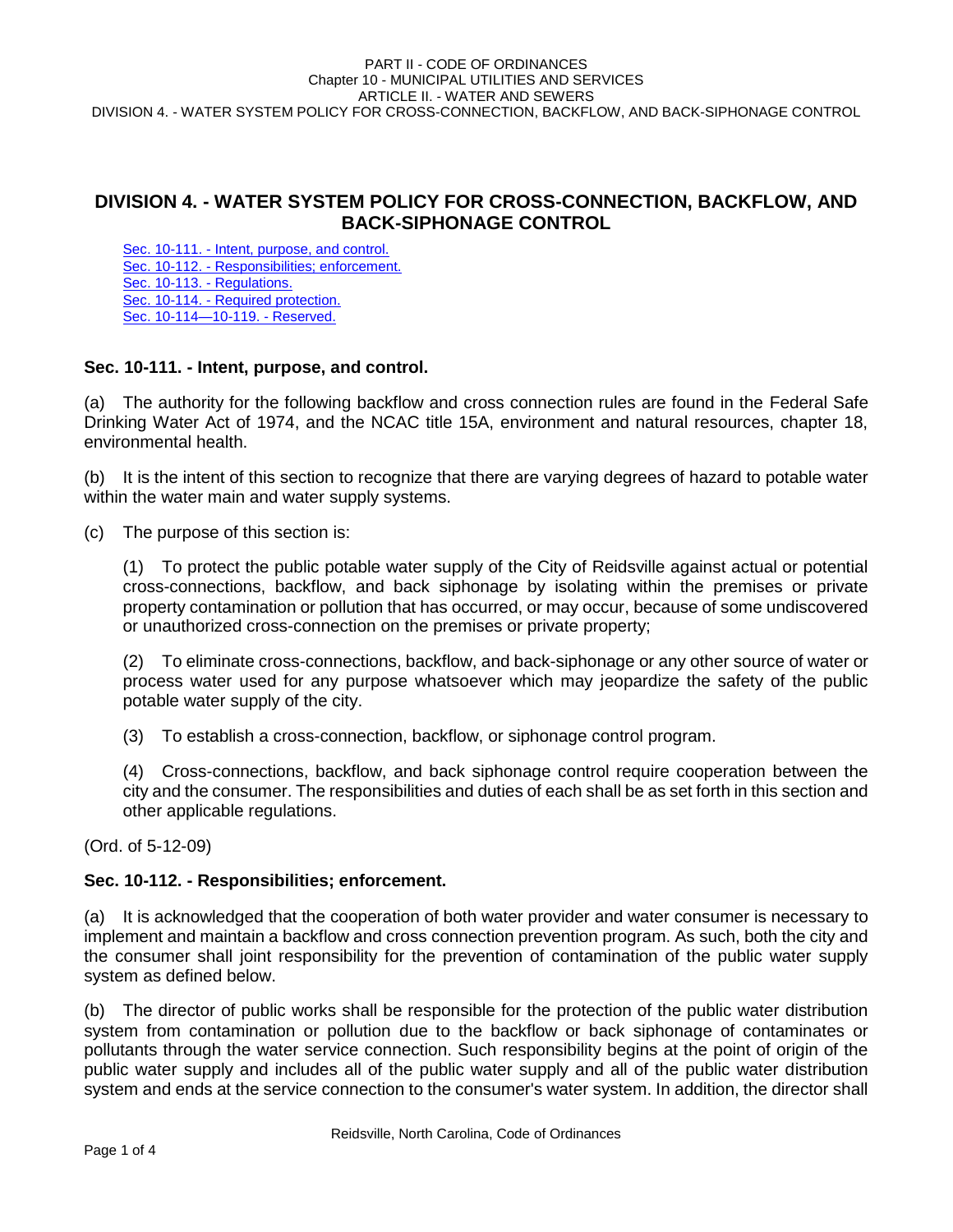# DIVISION 4. - WATER SYSTEM POLICY FOR CROSS-CONNECTION, BACKFLOW, AND BACK-SIPHONAGE CONTROL

Sec. 10-111. - Intent, purpose, and control.
Sec. 10-112. - Responsibilities; enforcement.
Sec. 10-113. - Regulations.
Sec. 10-114. - Required protection.
Sec. 10-114—10-119. - Reserved.

### Sec. 10-111. - Intent, purpose, and control.

(a) The authority for the following backflow and cross connection rules are found in the Federal Safe Drinking Water Act of 1974, and the NCAC title 15A, environment and natural resources, chapter 18, environmental health.

(b) It is the intent of this section to recognize that there are varying degrees of hazard to potable water within the water main and water supply systems.

(c) The purpose of this section is:

(1) To protect the public potable water supply of the City of Reidsville against actual or potential cross-connections, backflow, and back siphonage by isolating within the premises or private property contamination or pollution that has occurred, or may occur, because of some undiscovered or unauthorized cross-connection on the premises or private property;

(2) To eliminate cross-connections, backflow, and back-siphonage or any other source of water or process water used for any purpose whatsoever which may jeopardize the safety of the public potable water supply of the city.

(3) To establish a cross-connection, backflow, or siphonage control program.

(4) Cross-connections, backflow, and back siphonage control require cooperation between the city and the consumer. The responsibilities and duties of each shall be as set forth in this section and other applicable regulations.

(Ord. of 5-12-09)

### Sec. 10-112. - Responsibilities; enforcement.

(a) It is acknowledged that the cooperation of both water provider and water consumer is necessary to implement and maintain a backflow and cross connection prevention program. As such, both the city and the consumer shall joint responsibility for the prevention of contamination of the public water supply system as defined below.

(b) The director of public works shall be responsible for the protection of the public water distribution system from contamination or pollution due to the backflow or back siphonage of contaminates or pollutants through the water service connection. Such responsibility begins at the point of origin of the public water supply and includes all of the public water supply and all of the public water distribution system and ends at the service connection to the consumer's water system. In addition, the director shall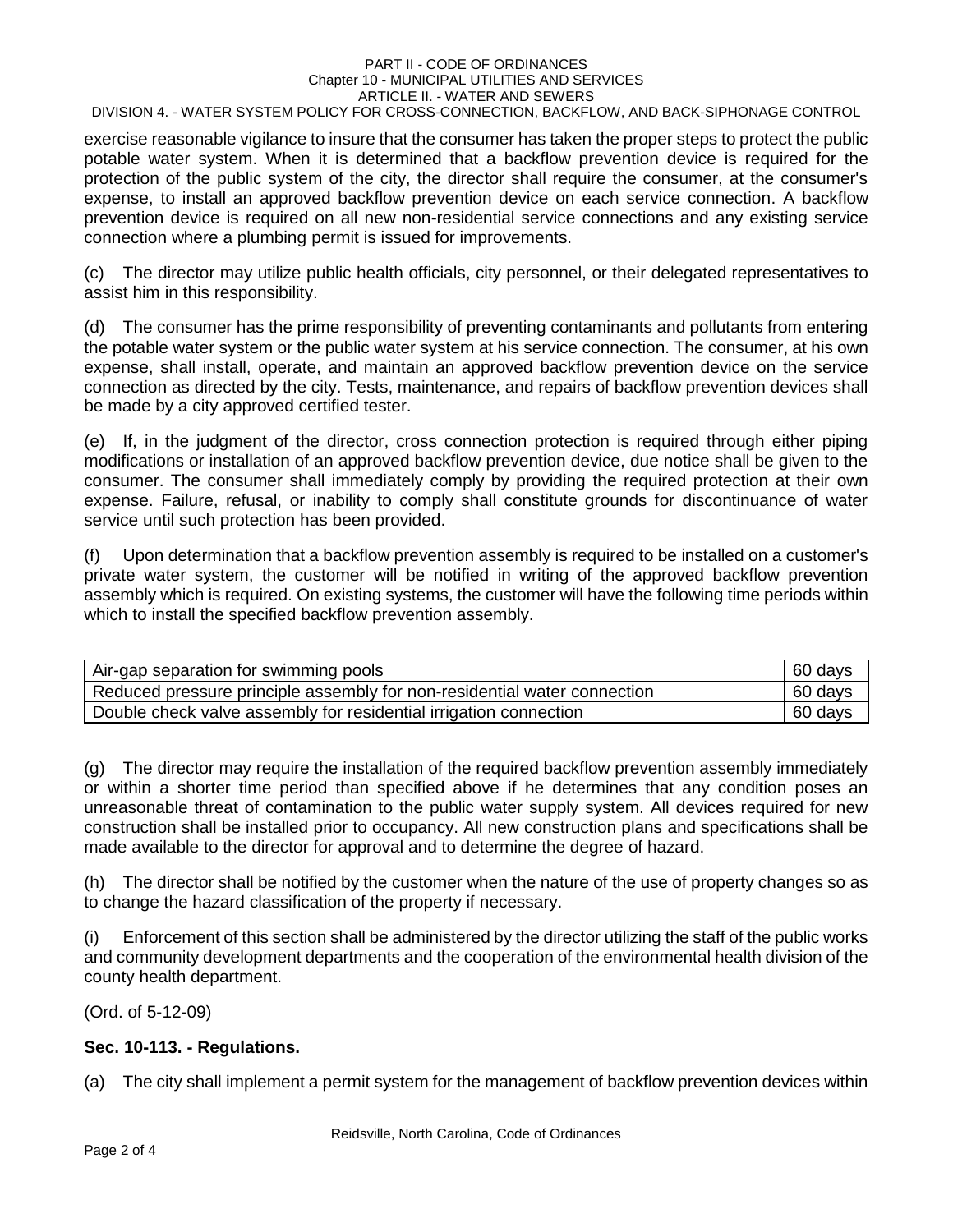exercise reasonable vigilance to insure that the consumer has taken the proper steps to protect the public potable water system. When it is determined that a backflow prevention device is required for the protection of the public system of the city, the director shall require the consumer, at the consumer's expense, to install an approved backflow prevention device on each service connection. A backflow prevention device is required on all new non-residential service connections and any existing service connection where a plumbing permit is issued for improvements.

(c) The director may utilize public health officials, city personnel, or their delegated representatives to assist him in this responsibility.

(d) The consumer has the prime responsibility of preventing contaminants and pollutants from entering the potable water system or the public water system at his service connection. The consumer, at his own expense, shall install, operate, and maintain an approved backflow prevention device on the service connection as directed by the city. Tests, maintenance, and repairs of backflow prevention devices shall be made by a city approved certified tester.

(e) If, in the judgment of the director, cross connection protection is required through either piping modifications or installation of an approved backflow prevention device, due notice shall be given to the consumer. The consumer shall immediately comply by providing the required protection at their own expense. Failure, refusal, or inability to comply shall constitute grounds for discontinuance of water service until such protection has been provided.

(f) Upon determination that a backflow prevention assembly is required to be installed on a customer's private water system, the customer will be notified in writing of the approved backflow prevention assembly which is required. On existing systems, the customer will have the following time periods within which to install the specified backflow prevention assembly.

| | |
|---|---|
| Air-gap separation for swimming pools | 60 days |
| Reduced pressure principle assembly for non-residential water connection | 60 days |
| Double check valve assembly for residential irrigation connection | 60 days |

(g) The director may require the installation of the required backflow prevention assembly immediately or within a shorter time period than specified above if he determines that any condition poses an unreasonable threat of contamination to the public water supply system. All devices required for new construction shall be installed prior to occupancy. All new construction plans and specifications shall be made available to the director for approval and to determine the degree of hazard.

(h) The director shall be notified by the customer when the nature of the use of property changes so as to change the hazard classification of the property if necessary.

(i) Enforcement of this section shall be administered by the director utilizing the staff of the public works and community development departments and the cooperation of the environmental health division of the county health department.

(Ord. of 5-12-09)

**Sec. 10-113. - Regulations.**

(a) The city shall implement a permit system for the management of backflow prevention devices within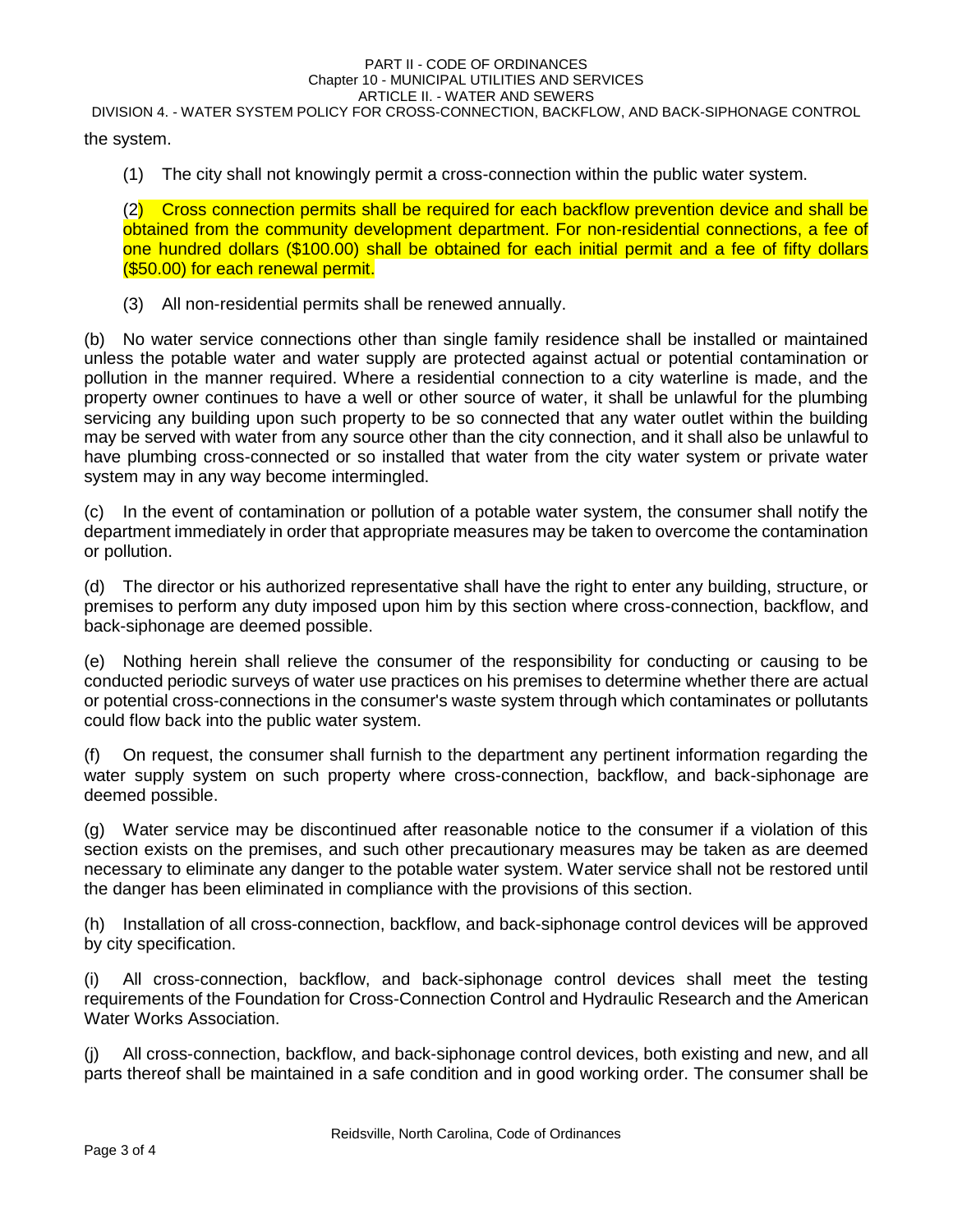the system.

(1) The city shall not knowingly permit a cross-connection within the public water system.

(2) Cross connection permits shall be required for each backflow prevention device and shall be obtained from the community development department. For non-residential connections, a fee of one hundred dollars ($100.00) shall be obtained for each initial permit and a fee of fifty dollars ($50.00) for each renewal permit.

(3) All non-residential permits shall be renewed annually.

(b) No water service connections other than single family residence shall be installed or maintained unless the potable water and water supply are protected against actual or potential contamination or pollution in the manner required. Where a residential connection to a city waterline is made, and the property owner continues to have a well or other source of water, it shall be unlawful for the plumbing servicing any building upon such property to be so connected that any water outlet within the building may be served with water from any source other than the city connection, and it shall also be unlawful to have plumbing cross-connected or so installed that water from the city water system or private water system may in any way become intermingled.

(c) In the event of contamination or pollution of a potable water system, the consumer shall notify the department immediately in order that appropriate measures may be taken to overcome the contamination or pollution.

(d) The director or his authorized representative shall have the right to enter any building, structure, or premises to perform any duty imposed upon him by this section where cross-connection, backflow, and back-siphonage are deemed possible.

(e) Nothing herein shall relieve the consumer of the responsibility for conducting or causing to be conducted periodic surveys of water use practices on his premises to determine whether there are actual or potential cross-connections in the consumer's waste system through which contaminates or pollutants could flow back into the public water system.

(f) On request, the consumer shall furnish to the department any pertinent information regarding the water supply system on such property where cross-connection, backflow, and back-siphonage are deemed possible.

(g) Water service may be discontinued after reasonable notice to the consumer if a violation of this section exists on the premises, and such other precautionary measures may be taken as are deemed necessary to eliminate any danger to the potable water system. Water service shall not be restored until the danger has been eliminated in compliance with the provisions of this section.

(h) Installation of all cross-connection, backflow, and back-siphonage control devices will be approved by city specification.

(i) All cross-connection, backflow, and back-siphonage control devices shall meet the testing requirements of the Foundation for Cross-Connection Control and Hydraulic Research and the American Water Works Association.

(j) All cross-connection, backflow, and back-siphonage control devices, both existing and new, and all parts thereof shall be maintained in a safe condition and in good working order. The consumer shall be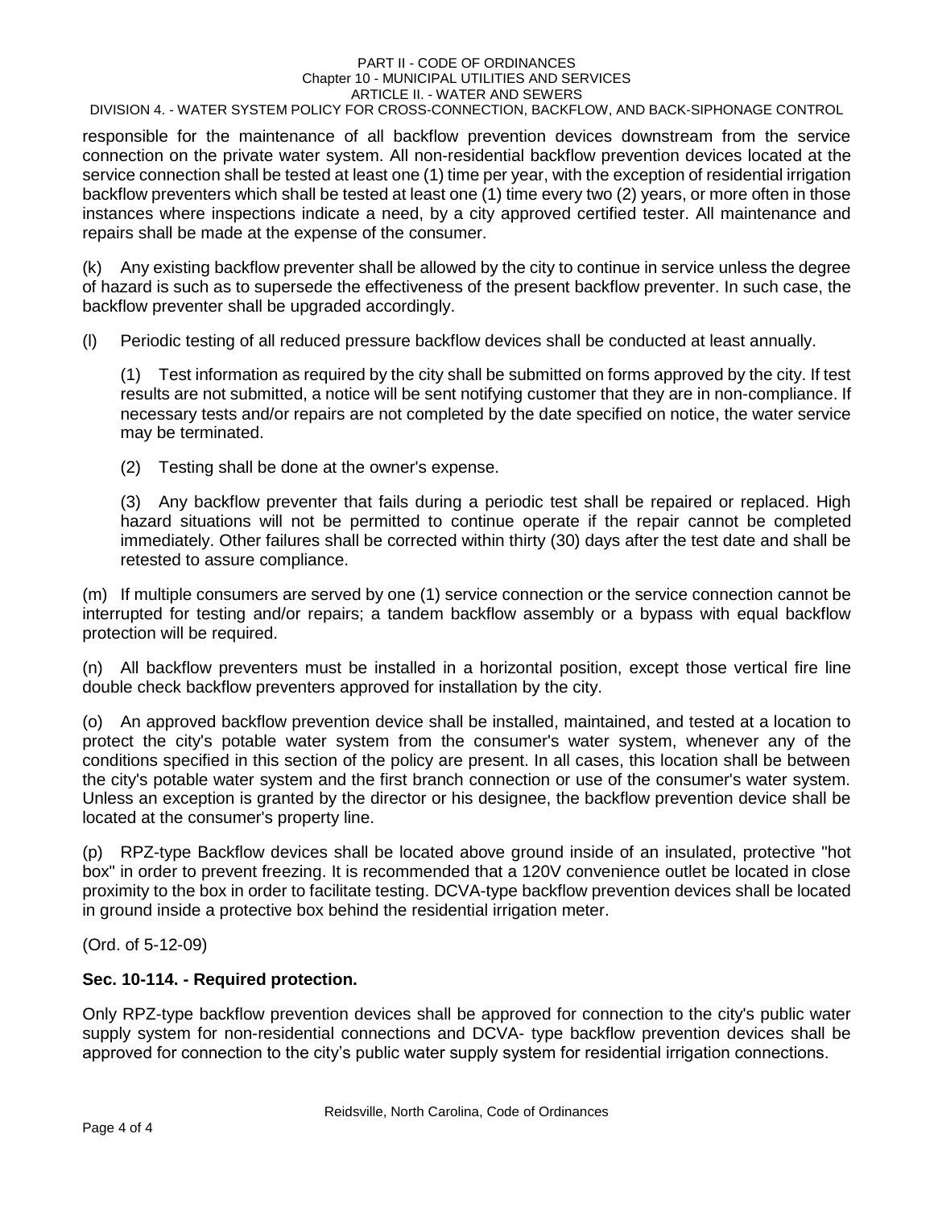responsible for the maintenance of all backflow prevention devices downstream from the service connection on the private water system. All non-residential backflow prevention devices located at the service connection shall be tested at least one (1) time per year, with the exception of residential irrigation backflow preventers which shall be tested at least one (1) time every two (2) years, or more often in those instances where inspections indicate a need, by a city approved certified tester. All maintenance and repairs shall be made at the expense of the consumer.

(k) Any existing backflow preventer shall be allowed by the city to continue in service unless the degree of hazard is such as to supersede the effectiveness of the present backflow preventer. In such case, the backflow preventer shall be upgraded accordingly.

(l) Periodic testing of all reduced pressure backflow devices shall be conducted at least annually.

> (1) Test information as required by the city shall be submitted on forms approved by the city. If test results are not submitted, a notice will be sent notifying customer that they are in non-compliance. If necessary tests and/or repairs are not completed by the date specified on notice, the water service may be terminated.
>
> (2) Testing shall be done at the owner's expense.
>
> (3) Any backflow preventer that fails during a periodic test shall be repaired or replaced. High hazard situations will not be permitted to continue operate if the repair cannot be completed immediately. Other failures shall be corrected within thirty (30) days after the test date and shall be retested to assure compliance.

(m) If multiple consumers are served by one (1) service connection or the service connection cannot be interrupted for testing and/or repairs; a tandem backflow assembly or a bypass with equal backflow protection will be required.

(n) All backflow preventers must be installed in a horizontal position, except those vertical fire line double check backflow preventers approved for installation by the city.

(o) An approved backflow prevention device shall be installed, maintained, and tested at a location to protect the city's potable water system from the consumer's water system, whenever any of the conditions specified in this section of the policy are present. In all cases, this location shall be between the city's potable water system and the first branch connection or use of the consumer's water system. Unless an exception is granted by the director or his designee, the backflow prevention device shall be located at the consumer's property line.

(p) RPZ-type Backflow devices shall be located above ground inside of an insulated, protective "hot box" in order to prevent freezing. It is recommended that a 120V convenience outlet be located in close proximity to the box in order to facilitate testing. DCVA-type backflow prevention devices shall be located in ground inside a protective box behind the residential irrigation meter.

(Ord. of 5-12-09)

### Sec. 10-114. - Required protection.

Only RPZ-type backflow prevention devices shall be approved for connection to the city's public water supply system for non-residential connections and DCVA- type backflow prevention devices shall be approved for connection to the city's public water supply system for residential irrigation connections.